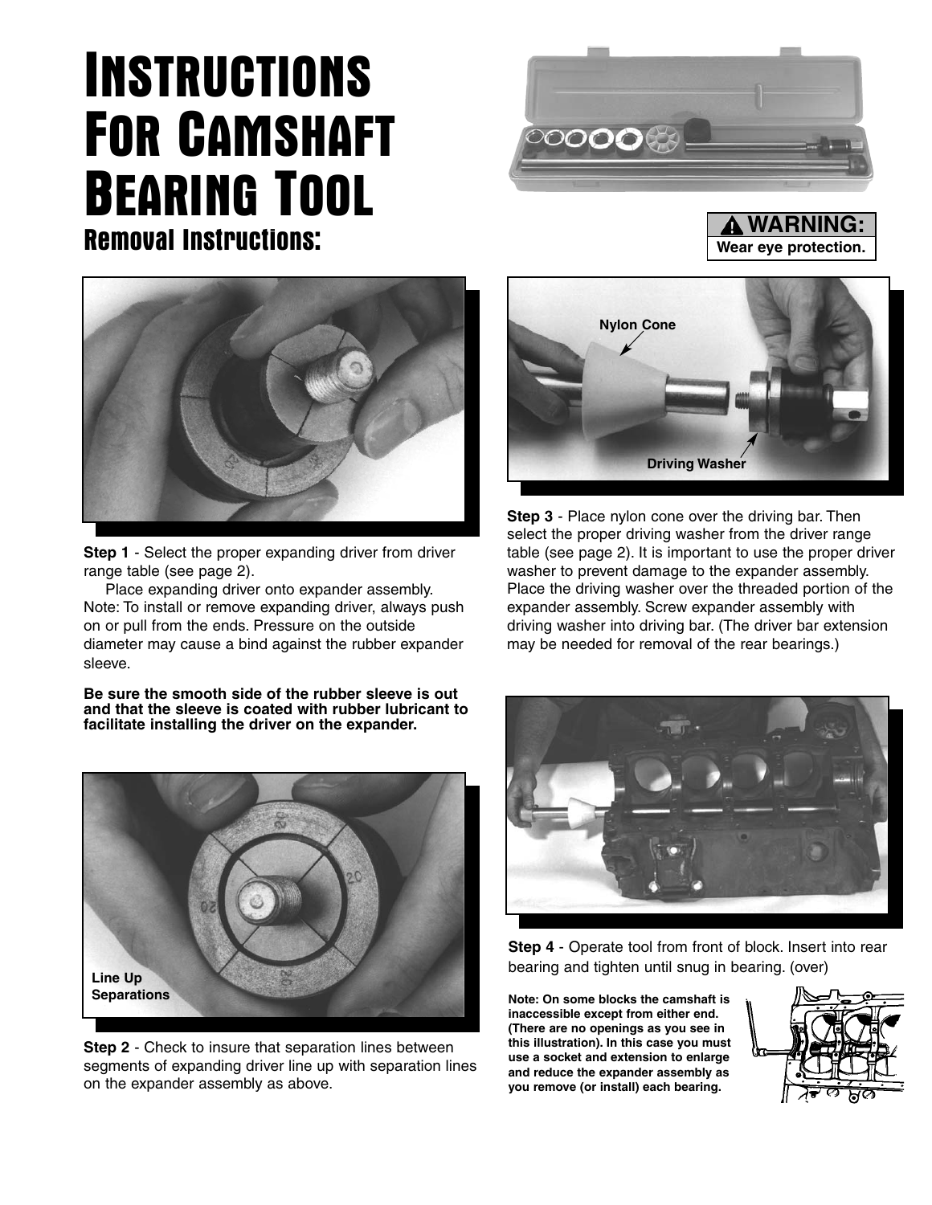# Instructions For Camshaft Bearing Tool

## Removal Instructions:

**WARNING:**
**Wear eye protection.**

**Step 1** - Select the proper expanding driver from driver range table (see page 2).

Place expanding driver onto expander assembly. Note: To install or remove expanding driver, always push on or pull from the ends. Pressure on the outside diameter may cause a bind against the rubber expander sleeve.

**Be sure the smooth side of the rubber sleeve is out and that the sleeve is coated with rubber lubricant to facilitate installing the driver on the expander.**

Line Up Separations

**Step 2** - Check to insure that separation lines between segments of expanding driver line up with separation lines on the expander assembly as above.

Nylon Cone

Driving Washer

**Step 3** - Place nylon cone over the driving bar. Then select the proper driving washer from the driver range table (see page 2). It is important to use the proper driver washer to prevent damage to the expander assembly. Place the driving washer over the threaded portion of the expander assembly. Screw expander assembly with driving washer into driving bar. (The driver bar extension may be needed for removal of the rear bearings.)

**Step 4** - Operate tool from front of block. Insert into rear bearing and tighten until snug in bearing. (over)

**Note: On some blocks the camshaft is inaccessible except from either end. (There are no openings as you see in this illustration). In this case you must use a socket and extension to enlarge and reduce the expander assembly as you remove (or install) each bearing.**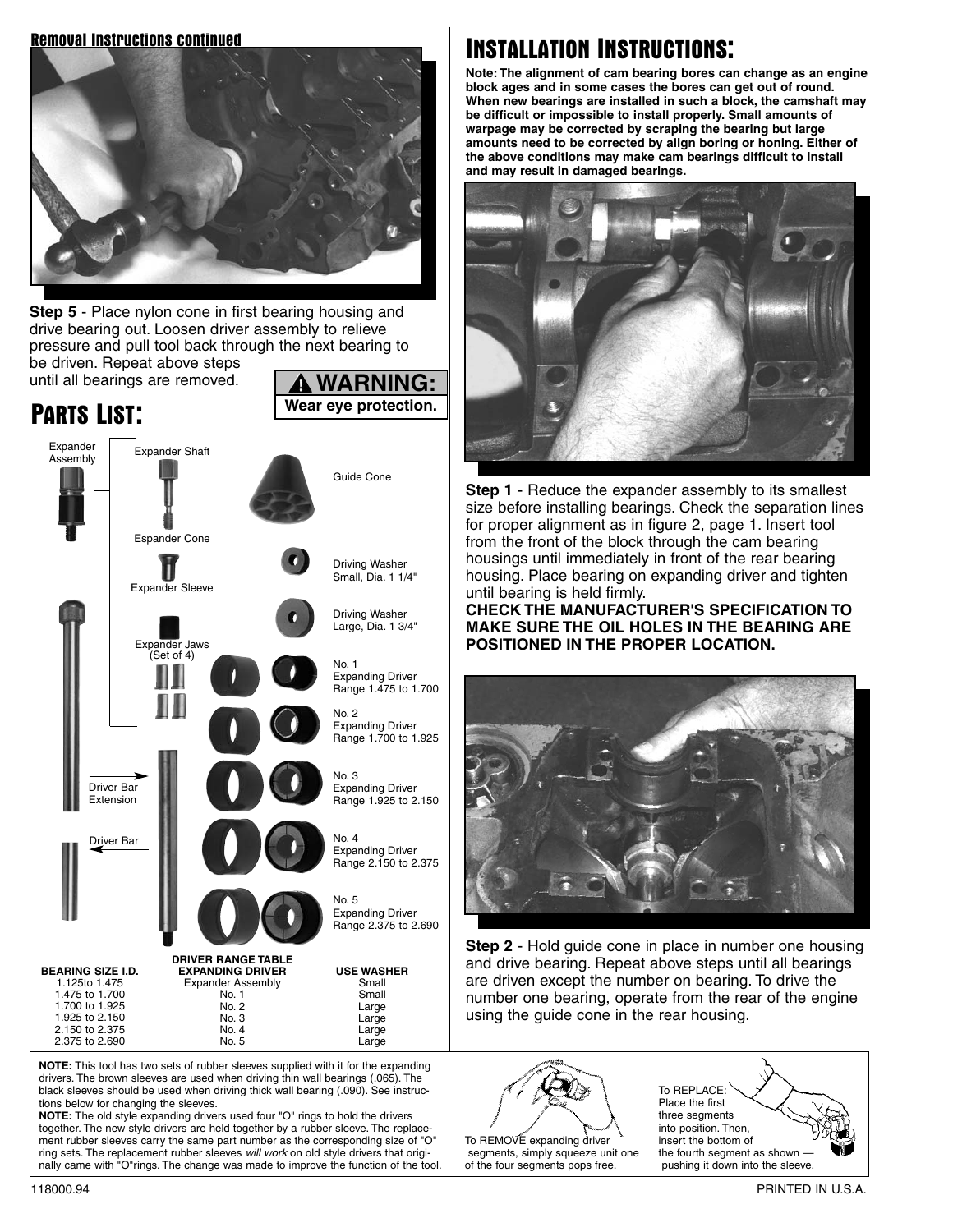## Removal Instructions continued

**Step 5** - Place nylon cone in first bearing housing and drive bearing out. Loosen driver assembly to relieve pressure and pull tool back through the next bearing to be driven. Repeat above steps until all bearings are removed.

**⚠ WARNING:**
**Wear eye protection.**

## Parts List:

Expander Assembly
Expander Shaft
Guide Cone
Espander Cone
Driving Washer Small, Dia. 1 1/4"
Expander Sleeve
Driving Washer Large, Dia. 1 3/4"
Expander Jaws (Set of 4)
No. 1 Expanding Driver Range 1.475 to 1.700
No. 2 Expanding Driver Range 1.700 to 1.925
Driver Bar Extension
No. 3 Expanding Driver Range 1.925 to 2.150
Driver Bar
No. 4 Expanding Driver Range 2.150 to 2.375
No. 5 Expanding Driver Range 2.375 to 2.690

| BEARING SIZE I.D. | DRIVER RANGE TABLE EXPANDING DRIVER | USE WASHER |
|---|---|---|
| 1.125to 1.475 | Expander Assembly | Small |
| 1.475 to 1.700 | No. 1 | Small |
| 1.700 to 1.925 | No. 2 | Large |
| 1.925 to 2.150 | No. 3 | Large |
| 2.150 to 2.375 | No. 4 | Large |
| 2.375 to 2.690 | No. 5 | Large |

**NOTE:** This tool has two sets of rubber sleeves supplied with it for the expanding drivers. The brown sleeves are used when driving thin wall bearings (.065). The black sleeves should be used when driving thick wall bearing (.090). See instructions below for changing the sleeves.

**NOTE:** The old style expanding drivers used four "O" rings to hold the drivers together. The new style drivers are held together by a rubber sleeve. The replacement rubber sleeves carry the same part number as the corresponding size of "O" ring sets. The replacement rubber sleeves *will work* on old style drivers that originally came with "O"rings. The change was made to improve the function of the tool.

## Installation Instructions:

**Note: The alignment of cam bearing bores can change as an engine block ages and in some cases the bores can get out of round. When new bearings are installed in such a block, the camshaft may be difficult or impossible to install properly. Small amounts of warpage may be corrected by scraping the bearing but large amounts need to be corrected by align boring or honing. Either of the above conditions may make cam bearings difficult to install and may result in damaged bearings.**

**Step 1** - Reduce the expander assembly to its smallest size before installing bearings. Check the separation lines for proper alignment as in figure 2, page 1. Insert tool from the front of the block through the cam bearing housings until immediately in front of the rear bearing housing. Place bearing on expanding driver and tighten until bearing is held firmly.

**CHECK THE MANUFACTURER'S SPECIFICATION TO MAKE SURE THE OIL HOLES IN THE BEARING ARE POSITIONED IN THE PROPER LOCATION.**

**Step 2** - Hold guide cone in place in number one housing and drive bearing. Repeat above steps until all bearings are driven except the number on bearing. To drive the number one bearing, operate from the rear of the engine using the guide cone in the rear housing.

To REMOVE expanding driver segments, simply squeeze unit one of the four segments pops free.

To REPLACE: Place the first three segments into position. Then, insert the bottom of the fourth segment as shown — pushing it down into the sleeve.

118000.94

PRINTED IN U.S.A.